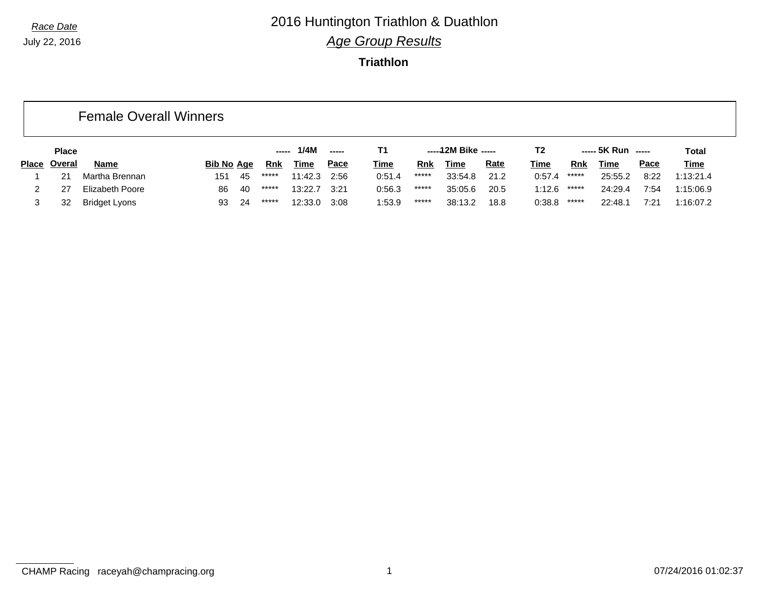*Race Date*

July 22, 2016

# 2016 Huntington Triathlon & Duathlon

## *Age Group Results*

### Triathlon

## Female Overall Winners

| | Place | | | | ----- | 1/4M | ----- | T1 | ----- | 12M Bike | ----- | T2 | ----- | 5K Run | ----- | Total |
|---|---|---|---|---|---|---|---|---|---|---|---|---|---|---|---|---|
| Place | Overal | Name | Bib No | Age | Rnk | Time | Pace | Time | Rnk | Time | Rate | Time | Rnk | Time | Pace | Time |
| 1 | 21 | Martha Brennan | 151 | 45 | ***** | 11:42.3 | 2:56 | 0:51.4 | ***** | 33:54.8 | 21.2 | 0:57.4 | ***** | 25:55.2 | 8:22 | 1:13:21.4 |
| 2 | 27 | Elizabeth Poore | 86 | 40 | ***** | 13:22.7 | 3:21 | 0:56.3 | ***** | 35:05.6 | 20.5 | 1:12.6 | ***** | 24:29.4 | 7:54 | 1:15:06.9 |
| 3 | 32 | Bridget Lyons | 93 | 24 | ***** | 12:33.0 | 3:08 | 1:53.9 | ***** | 38:13.2 | 18.8 | 0:38.8 | ***** | 22:48.1 | 7:21 | 1:16:07.2 |

CHAMP Racing raceyah@champracing.org

07/24/2016 01:02:37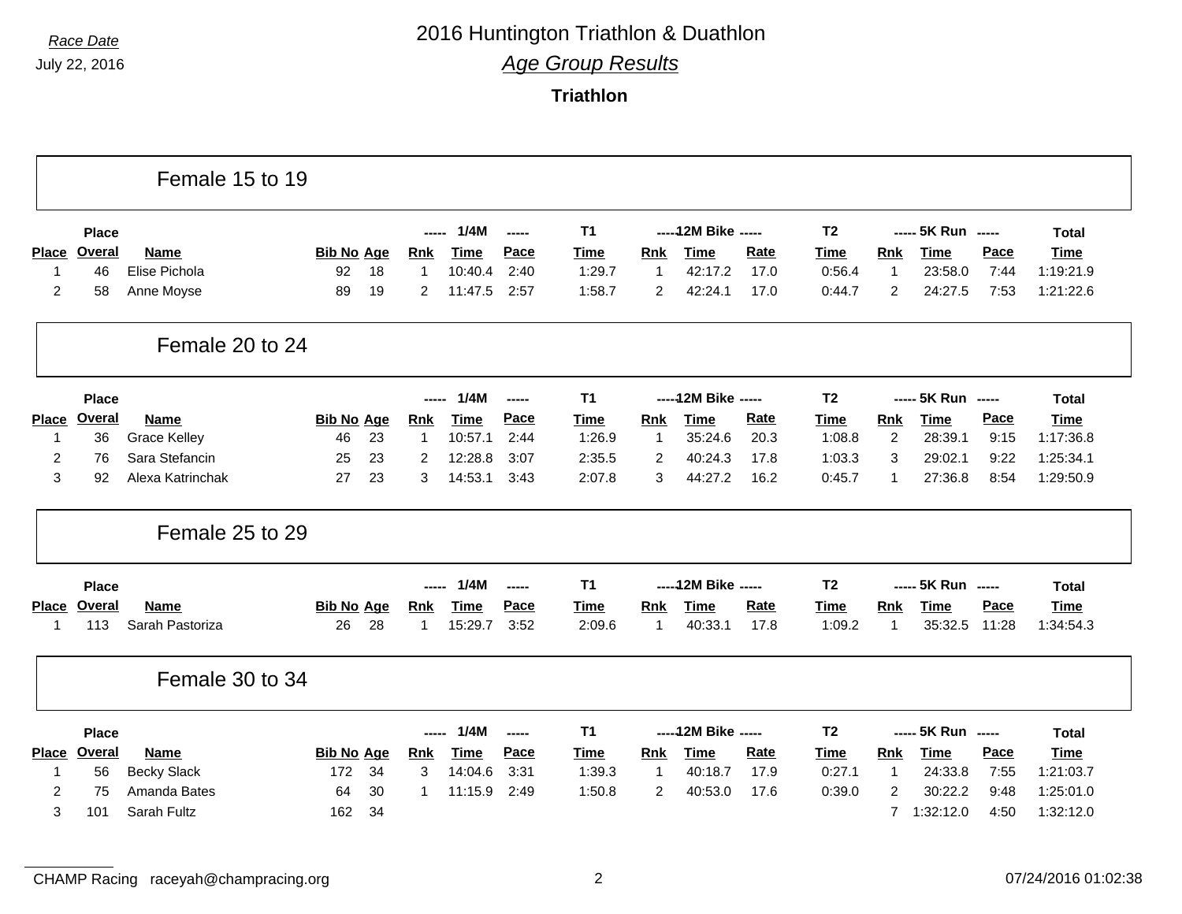*Race Date*

July 22, 2016

# 2016 Huntington Triathlon & Duathlon

## *Age Group Results*

### Triathlon

## Female 15 to 19

| Place | Place Overal | Name | Bib No | Age | ----- Rnk | 1/4M Time | ----- Pace | T1 Time | ----- Rnk | 12M Bike Time | ----- Rate | T2 Time | ----- Rnk | 5K Run Time | ----- Pace | Total Time |
|---|---|---|---|---|---|---|---|---|---|---|---|---|---|---|---|---|
| 1 | 46 | Elise Pichola | 92 | 18 | 1 | 10:40.4 | 2:40 | 1:29.7 | 1 | 42:17.2 | 17.0 | 0:56.4 | 1 | 23:58.0 | 7:44 | 1:19:21.9 |
| 2 | 58 | Anne Moyse | 89 | 19 | 2 | 11:47.5 | 2:57 | 1:58.7 | 2 | 42:24.1 | 17.0 | 0:44.7 | 2 | 24:27.5 | 7:53 | 1:21:22.6 |

## Female 20 to 24

| Place | Place Overal | Name | Bib No | Age | ----- Rnk | 1/4M Time | ----- Pace | T1 Time | ----- Rnk | 12M Bike Time | ----- Rate | T2 Time | ----- Rnk | 5K Run Time | ----- Pace | Total Time |
|---|---|---|---|---|---|---|---|---|---|---|---|---|---|---|---|---|
| 1 | 36 | Grace Kelley | 46 | 23 | 1 | 10:57.1 | 2:44 | 1:26.9 | 1 | 35:24.6 | 20.3 | 1:08.8 | 2 | 28:39.1 | 9:15 | 1:17:36.8 |
| 2 | 76 | Sara Stefancin | 25 | 23 | 2 | 12:28.8 | 3:07 | 2:35.5 | 2 | 40:24.3 | 17.8 | 1:03.3 | 3 | 29:02.1 | 9:22 | 1:25:34.1 |
| 3 | 92 | Alexa Katrinchak | 27 | 23 | 3 | 14:53.1 | 3:43 | 2:07.8 | 3 | 44:27.2 | 16.2 | 0:45.7 | 1 | 27:36.8 | 8:54 | 1:29:50.9 |

## Female 25 to 29

| Place | Place Overal | Name | Bib No | Age | ----- Rnk | 1/4M Time | ----- Pace | T1 Time | ----- Rnk | 12M Bike Time | ----- Rate | T2 Time | ----- Rnk | 5K Run Time | ----- Pace | Total Time |
|---|---|---|---|---|---|---|---|---|---|---|---|---|---|---|---|---|
| 1 | 113 | Sarah Pastoriza | 26 | 28 | 1 | 15:29.7 | 3:52 | 2:09.6 | 1 | 40:33.1 | 17.8 | 1:09.2 | 1 | 35:32.5 | 11:28 | 1:34:54.3 |

## Female 30 to 34

| Place | Place Overal | Name | Bib No | Age | ----- Rnk | 1/4M Time | ----- Pace | T1 Time | ----- Rnk | 12M Bike Time | ----- Rate | T2 Time | ----- Rnk | 5K Run Time | ----- Pace | Total Time |
|---|---|---|---|---|---|---|---|---|---|---|---|---|---|---|---|---|
| 1 | 56 | Becky Slack | 172 | 34 | 3 | 14:04.6 | 3:31 | 1:39.3 | 1 | 40:18.7 | 17.9 | 0:27.1 | 1 | 24:33.8 | 7:55 | 1:21:03.7 |
| 2 | 75 | Amanda Bates | 64 | 30 | 1 | 11:15.9 | 2:49 | 1:50.8 | 2 | 40:53.0 | 17.6 | 0:39.0 | 2 | 30:22.2 | 9:48 | 1:25:01.0 |
| 3 | 101 | Sarah Fultz | 162 | 34 | | | | | | | | | 7 | 1:32:12.0 | 4:50 | 1:32:12.0 |

CHAMP Racing raceyah@champracing.org 07/24/2016 01:02:38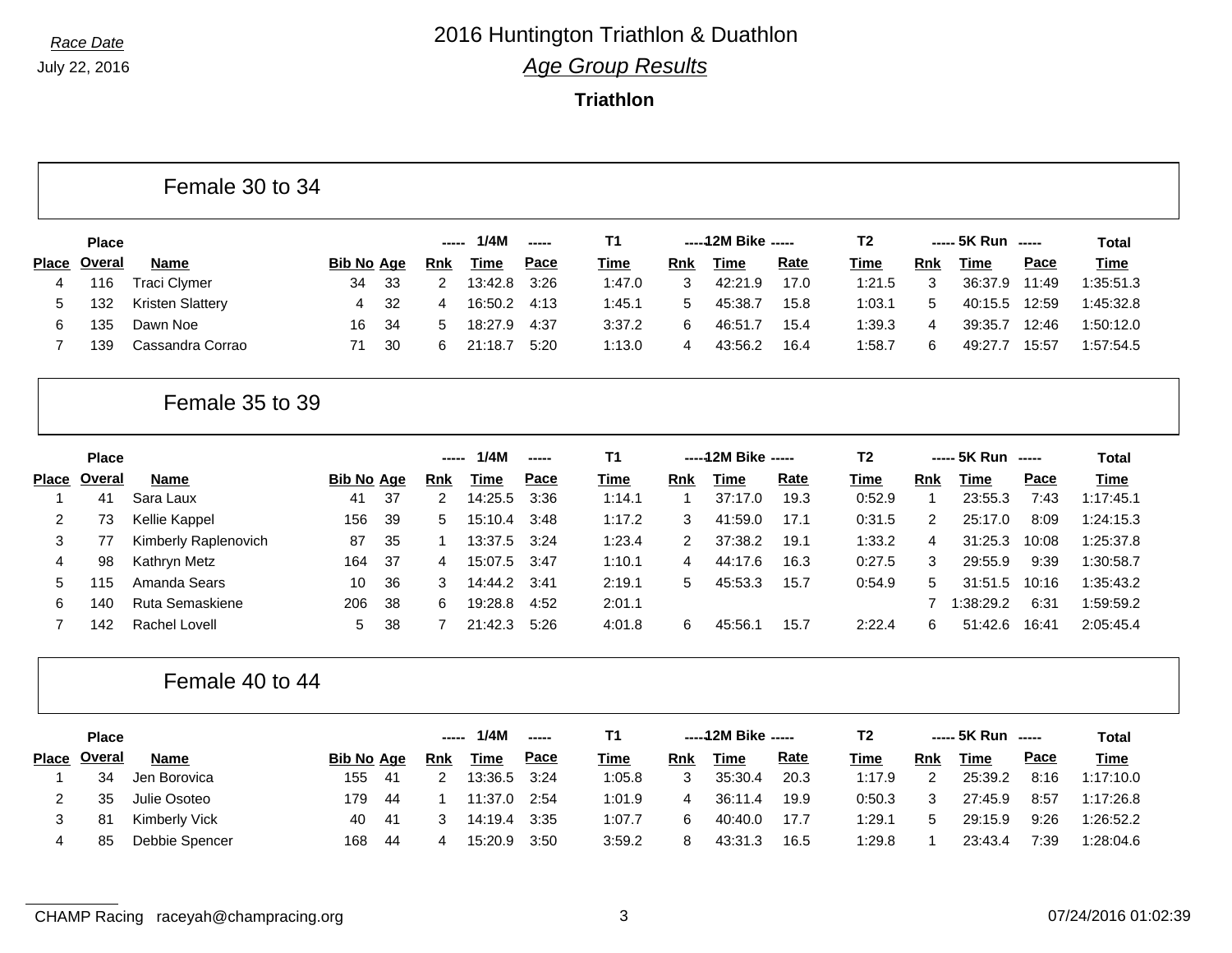Race Date

July 22, 2016

# 2016 Huntington Triathlon & Duathlon

## *Age Group Results*

### Triathlon

## Female 30 to 34

| Place | Place Overal | Name | Bib No | Age | 1/4M Rnk | 1/4M Time | 1/4M Pace | T1 Time | 12M Bike Rnk | 12M Bike Time | 12M Bike Rate | T2 Time | 5K Run Rnk | 5K Run Time | 5K Run Pace | Total Time |
|---|---|---|---|---|---|---|---|---|---|---|---|---|---|---|---|---|
| 4 | 116 | Traci Clymer | 34 | 33 | 2 | 13:42.8 | 3:26 | 1:47.0 | 3 | 42:21.9 | 17.0 | 1:21.5 | 3 | 36:37.9 | 11:49 | 1:35:51.3 |
| 5 | 132 | Kristen Slattery | 4 | 32 | 4 | 16:50.2 | 4:13 | 1:45.1 | 5 | 45:38.7 | 15.8 | 1:03.1 | 5 | 40:15.5 | 12:59 | 1:45:32.8 |
| 6 | 135 | Dawn Noe | 16 | 34 | 5 | 18:27.9 | 4:37 | 3:37.2 | 6 | 46:51.7 | 15.4 | 1:39.3 | 4 | 39:35.7 | 12:46 | 1:50:12.0 |
| 7 | 139 | Cassandra Corrao | 71 | 30 | 6 | 21:18.7 | 5:20 | 1:13.0 | 4 | 43:56.2 | 16.4 | 1:58.7 | 6 | 49:27.7 | 15:57 | 1:57:54.5 |

## Female 35 to 39

| Place | Place Overal | Name | Bib No | Age | 1/4M Rnk | 1/4M Time | 1/4M Pace | T1 Time | 12M Bike Rnk | 12M Bike Time | 12M Bike Rate | T2 Time | 5K Run Rnk | 5K Run Time | 5K Run Pace | Total Time |
|---|---|---|---|---|---|---|---|---|---|---|---|---|---|---|---|---|
| 1 | 41 | Sara Laux | 41 | 37 | 2 | 14:25.5 | 3:36 | 1:14.1 | 1 | 37:17.0 | 19.3 | 0:52.9 | 1 | 23:55.3 | 7:43 | 1:17:45.1 |
| 2 | 73 | Kellie Kappel | 156 | 39 | 5 | 15:10.4 | 3:48 | 1:17.2 | 3 | 41:59.0 | 17.1 | 0:31.5 | 2 | 25:17.0 | 8:09 | 1:24:15.3 |
| 3 | 77 | Kimberly Raplenovich | 87 | 35 | 1 | 13:37.5 | 3:24 | 1:23.4 | 2 | 37:38.2 | 19.1 | 1:33.2 | 4 | 31:25.3 | 10:08 | 1:25:37.8 |
| 4 | 98 | Kathryn Metz | 164 | 37 | 4 | 15:07.5 | 3:47 | 1:10.1 | 4 | 44:17.6 | 16.3 | 0:27.5 | 3 | 29:55.9 | 9:39 | 1:30:58.7 |
| 5 | 115 | Amanda Sears | 10 | 36 | 3 | 14:44.2 | 3:41 | 2:19.1 | 5 | 45:53.3 | 15.7 | 0:54.9 | 5 | 31:51.5 | 10:16 | 1:35:43.2 |
| 6 | 140 | Ruta Semaskiene | 206 | 38 | 6 | 19:28.8 | 4:52 | 2:01.1 | | | | | 7 | 1:38:29.2 | 6:31 | 1:59:59.2 |
| 7 | 142 | Rachel Lovell | 5 | 38 | 7 | 21:42.3 | 5:26 | 4:01.8 | 6 | 45:56.1 | 15.7 | 2:22.4 | 6 | 51:42.6 | 16:41 | 2:05:45.4 |

## Female 40 to 44

| Place | Place Overal | Name | Bib No | Age | 1/4M Rnk | 1/4M Time | 1/4M Pace | T1 Time | 12M Bike Rnk | 12M Bike Time | 12M Bike Rate | T2 Time | 5K Run Rnk | 5K Run Time | 5K Run Pace | Total Time |
|---|---|---|---|---|---|---|---|---|---|---|---|---|---|---|---|---|
| 1 | 34 | Jen Borovica | 155 | 41 | 2 | 13:36.5 | 3:24 | 1:05.8 | 3 | 35:30.4 | 20.3 | 1:17.9 | 2 | 25:39.2 | 8:16 | 1:17:10.0 |
| 2 | 35 | Julie Osoteo | 179 | 44 | 1 | 11:37.0 | 2:54 | 1:01.9 | 4 | 36:11.4 | 19.9 | 0:50.3 | 3 | 27:45.9 | 8:57 | 1:17:26.8 |
| 3 | 81 | Kimberly Vick | 40 | 41 | 3 | 14:19.4 | 3:35 | 1:07.7 | 6 | 40:40.0 | 17.7 | 1:29.1 | 5 | 29:15.9 | 9:26 | 1:26:52.2 |
| 4 | 85 | Debbie Spencer | 168 | 44 | 4 | 15:20.9 | 3:50 | 3:59.2 | 8 | 43:31.3 | 16.5 | 1:29.8 | 1 | 23:43.4 | 7:39 | 1:28:04.6 |

CHAMP Racing raceyah@champracing.org

07/24/2016 01:02:39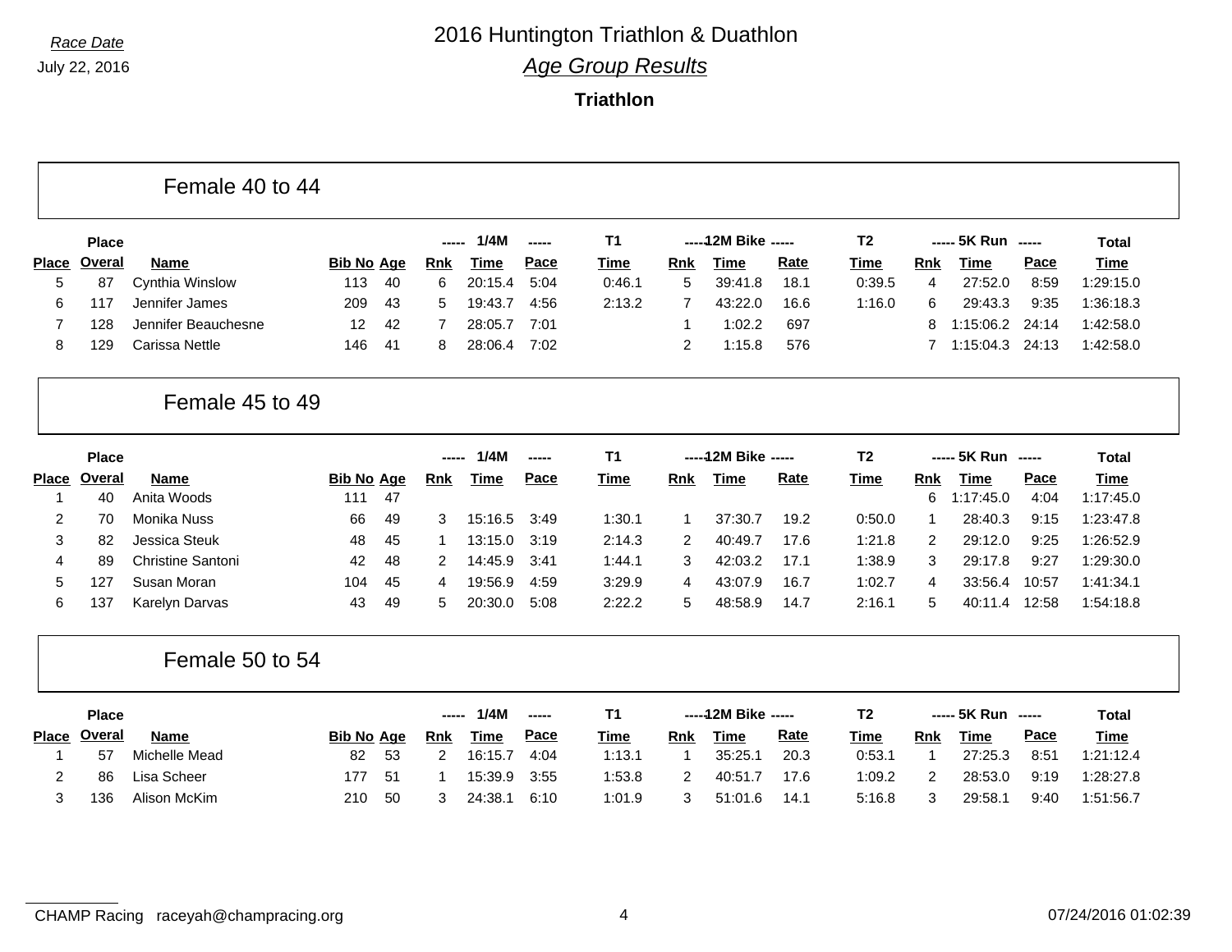*Race Date*

July 22, 2016

# 2016 Huntington Triathlon & Duathlon

## *Age Group Results*

### Triathlon

## Female 40 to 44

| Place | Place Overal | Name | Bib No | Age | 1/4M Rnk | 1/4M Time | 1/4M Pace | T1 Time | 12M Bike Rnk | 12M Bike Time | 12M Bike Rate | T2 Time | 5K Run Rnk | 5K Run Time | 5K Run Pace | Total Time |
|---|---|---|---|---|---|---|---|---|---|---|---|---|---|---|---|---|
| 5 | 87 | Cynthia Winslow | 113 | 40 | 6 | 20:15.4 | 5:04 | 0:46.1 | 5 | 39:41.8 | 18.1 | 0:39.5 | 4 | 27:52.0 | 8:59 | 1:29:15.0 |
| 6 | 117 | Jennifer James | 209 | 43 | 5 | 19:43.7 | 4:56 | 2:13.2 | 7 | 43:22.0 | 16.6 | 1:16.0 | 6 | 29:43.3 | 9:35 | 1:36:18.3 |
| 7 | 128 | Jennifer Beauchesne | 12 | 42 | 7 | 28:05.7 | 7:01 | | 1 | 1:02.2 | 697 | | 8 | 1:15:06.2 | 24:14 | 1:42:58.0 |
| 8 | 129 | Carissa Nettle | 146 | 41 | 8 | 28:06.4 | 7:02 | | 2 | 1:15.8 | 576 | | 7 | 1:15:04.3 | 24:13 | 1:42:58.0 |

## Female 45 to 49

| Place | Place Overal | Name | Bib No | Age | 1/4M Rnk | 1/4M Time | 1/4M Pace | T1 Time | 12M Bike Rnk | 12M Bike Time | 12M Bike Rate | T2 Time | 5K Run Rnk | 5K Run Time | 5K Run Pace | Total Time |
|---|---|---|---|---|---|---|---|---|---|---|---|---|---|---|---|---|
| 1 | 40 | Anita Woods | 111 | 47 | | | | | | | | | 6 | 1:17:45.0 | 4:04 | 1:17:45.0 |
| 2 | 70 | Monika Nuss | 66 | 49 | 3 | 15:16.5 | 3:49 | 1:30.1 | 1 | 37:30.7 | 19.2 | 0:50.0 | 1 | 28:40.3 | 9:15 | 1:23:47.8 |
| 3 | 82 | Jessica Steuk | 48 | 45 | 1 | 13:15.0 | 3:19 | 2:14.3 | 2 | 40:49.7 | 17.6 | 1:21.8 | 2 | 29:12.0 | 9:25 | 1:26:52.9 |
| 4 | 89 | Christine Santoni | 42 | 48 | 2 | 14:45.9 | 3:41 | 1:44.1 | 3 | 42:03.2 | 17.1 | 1:38.9 | 3 | 29:17.8 | 9:27 | 1:29:30.0 |
| 5 | 127 | Susan Moran | 104 | 45 | 4 | 19:56.9 | 4:59 | 3:29.9 | 4 | 43:07.9 | 16.7 | 1:02.7 | 4 | 33:56.4 | 10:57 | 1:41:34.1 |
| 6 | 137 | Karelyn Darvas | 43 | 49 | 5 | 20:30.0 | 5:08 | 2:22.2 | 5 | 48:58.9 | 14.7 | 2:16.1 | 5 | 40:11.4 | 12:58 | 1:54:18.8 |

## Female 50 to 54

| Place | Place Overal | Name | Bib No | Age | 1/4M Rnk | 1/4M Time | 1/4M Pace | T1 Time | 12M Bike Rnk | 12M Bike Time | 12M Bike Rate | T2 Time | 5K Run Rnk | 5K Run Time | 5K Run Pace | Total Time |
|---|---|---|---|---|---|---|---|---|---|---|---|---|---|---|---|---|
| 1 | 57 | Michelle Mead | 82 | 53 | 2 | 16:15.7 | 4:04 | 1:13.1 | 1 | 35:25.1 | 20.3 | 0:53.1 | 1 | 27:25.3 | 8:51 | 1:21:12.4 |
| 2 | 86 | Lisa Scheer | 177 | 51 | 1 | 15:39.9 | 3:55 | 1:53.8 | 2 | 40:51.7 | 17.6 | 1:09.2 | 2 | 28:53.0 | 9:19 | 1:28:27.8 |
| 3 | 136 | Alison McKim | 210 | 50 | 3 | 24:38.1 | 6:10 | 1:01.9 | 3 | 51:01.6 | 14.1 | 5:16.8 | 3 | 29:58.1 | 9:40 | 1:51:56.7 |

CHAMP Racing raceyah@champracing.org

07/24/2016 01:02:39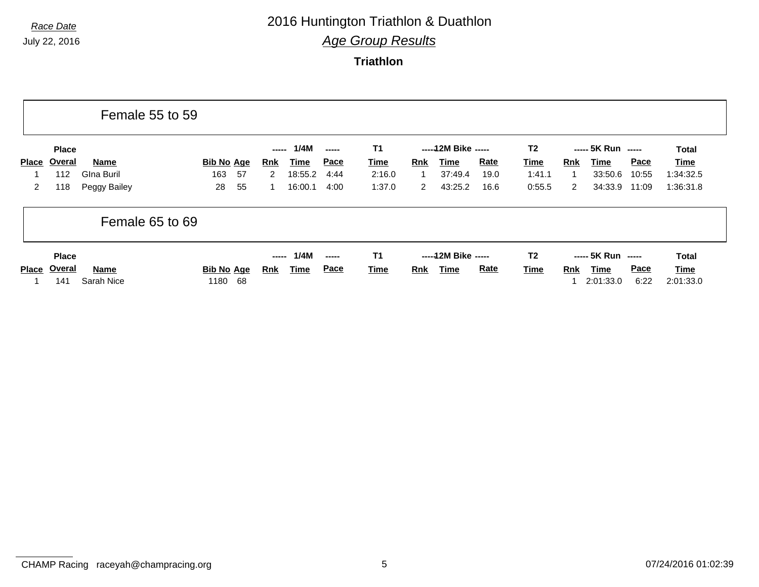Race Date

July 22, 2016

# 2016 Huntington Triathlon & Duathlon

## *Age Group Results*

### Triathlon

## Female 55 to 59

| Place | Place Overal | Name | Bib No | Age | ----- 1/4M Rnk | Time | ----- Pace | T1 Time | -----12M Bike Rnk | Time | ----- Rate | T2 Time | ----- 5K Run Rnk | Time | ----- Pace | Total Time |
|---|---|---|---|---|---|---|---|---|---|---|---|---|---|---|---|---|
| 1 | 112 | GIna Buril | 163 | 57 | 2 | 18:55.2 | 4:44 | 2:16.0 | 1 | 37:49.4 | 19.0 | 1:41.1 | 1 | 33:50.6 | 10:55 | 1:34:32.5 |
| 2 | 118 | Peggy Bailey | 28 | 55 | 1 | 16:00.1 | 4:00 | 1:37.0 | 2 | 43:25.2 | 16.6 | 0:55.5 | 2 | 34:33.9 | 11:09 | 1:36:31.8 |

## Female 65 to 69

| Place | Place Overal | Name | Bib No | Age | ----- 1/4M Rnk | Time | ----- Pace | T1 Time | -----12M Bike Rnk | Time | ----- Rate | T2 Time | ----- 5K Run Rnk | Time | ----- Pace | Total Time |
|---|---|---|---|---|---|---|---|---|---|---|---|---|---|---|---|---|
| 1 | 141 | Sarah Nice | 1180 | 68 | | | | | | | | | 1 | 2:01:33.0 | 6:22 | 2:01:33.0 |

CHAMP Racing raceyah@champracing.org

07/24/2016 01:02:39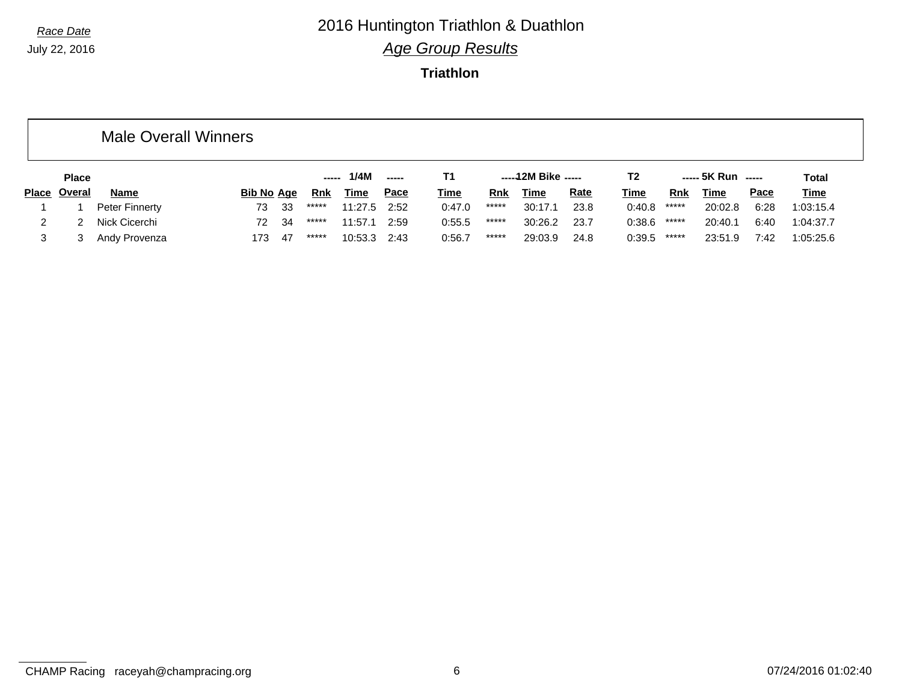Race Date

July 22, 2016

# 2016 Huntington Triathlon & Duathlon

## *Age Group Results*

### Triathlon

## Male Overall Winners

| Place | Place Overal | Name | Bib No | Age | 1/4M Rnk | 1/4M Time | 1/4M Pace | T1 Time | 12M Bike Rnk | 12M Bike Time | 12M Bike Rate | T2 Time | 5K Run Rnk | 5K Run Time | 5K Run Pace | Total Time |
|---|---|---|---|---|---|---|---|---|---|---|---|---|---|---|---|---|
| 1 | 1 | Peter Finnerty | 73 | 33 | ***** | 11:27.5 | 2:52 | 0:47.0 | ***** | 30:17.1 | 23.8 | 0:40.8 | ***** | 20:02.8 | 6:28 | 1:03:15.4 |
| 2 | 2 | Nick Cicerchi | 72 | 34 | ***** | 11:57.1 | 2:59 | 0:55.5 | ***** | 30:26.2 | 23.7 | 0:38.6 | ***** | 20:40.1 | 6:40 | 1:04:37.7 |
| 3 | 3 | Andy Provenza | 173 | 47 | ***** | 10:53.3 | 2:43 | 0:56.7 | ***** | 29:03.9 | 24.8 | 0:39.5 | ***** | 23:51.9 | 7:42 | 1:05:25.6 |

CHAMP Racing raceyah@champracing.org

07/24/2016 01:02:40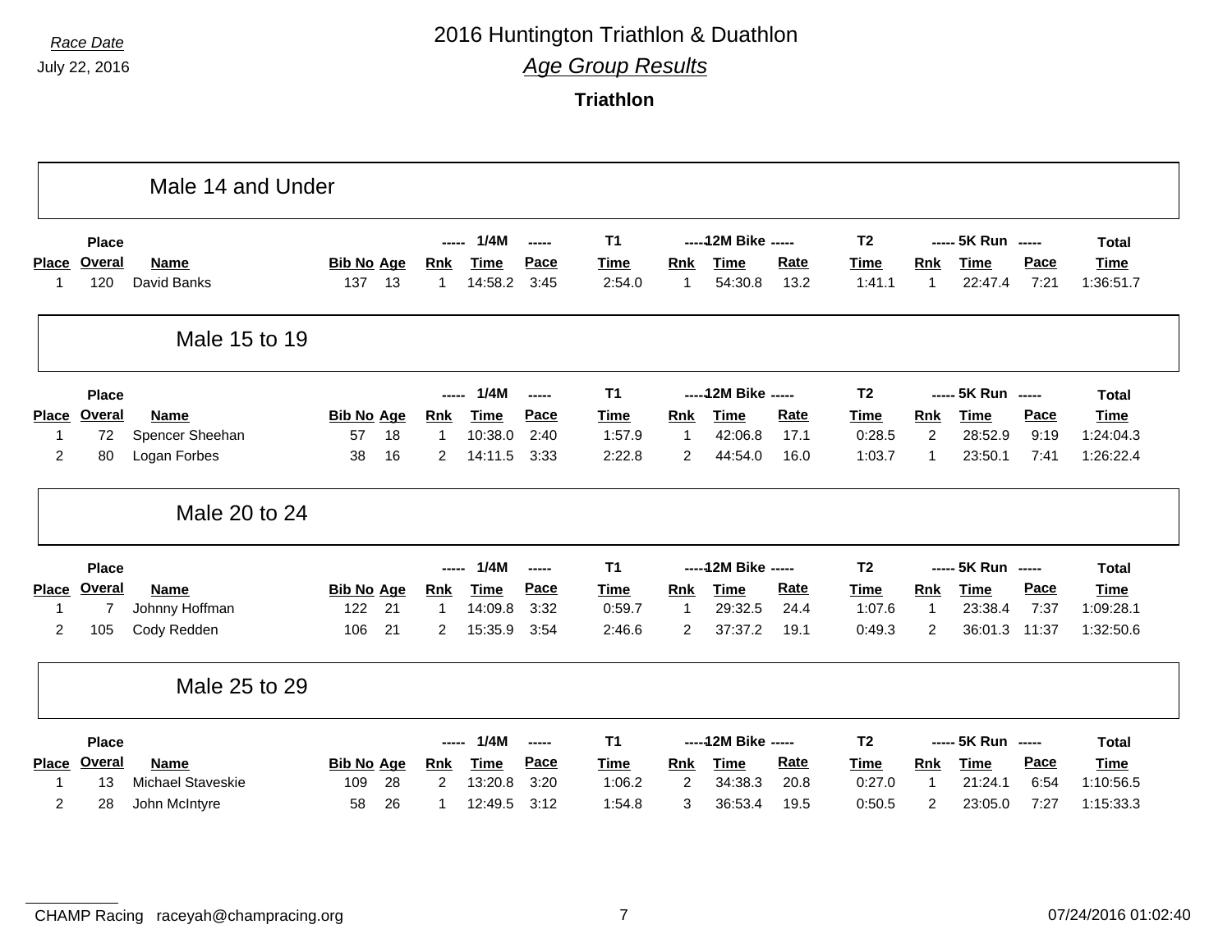*Race Date*

July 22, 2016

# 2016 Huntington Triathlon & Duathlon

## *Age Group Results*

### Triathlon

## Male 14 and Under

| Place | Place Overal | Name | Bib No | Age | 1/4M Rnk | 1/4M Time | 1/4M Pace | T1 Time | 12M Bike Rnk | 12M Bike Time | 12M Bike Rate | T2 Time | 5K Run Rnk | 5K Run Time | 5K Run Pace | Total Time |
|---|---|---|---|---|---|---|---|---|---|---|---|---|---|---|---|---|
| 1 | 120 | David Banks | 137 | 13 | 1 | 14:58.2 | 3:45 | 2:54.0 | 1 | 54:30.8 | 13.2 | 1:41.1 | 1 | 22:47.4 | 7:21 | 1:36:51.7 |

## Male 15 to 19

| Place | Place Overal | Name | Bib No | Age | 1/4M Rnk | 1/4M Time | 1/4M Pace | T1 Time | 12M Bike Rnk | 12M Bike Time | 12M Bike Rate | T2 Time | 5K Run Rnk | 5K Run Time | 5K Run Pace | Total Time |
|---|---|---|---|---|---|---|---|---|---|---|---|---|---|---|---|---|
| 1 | 72 | Spencer Sheehan | 57 | 18 | 1 | 10:38.0 | 2:40 | 1:57.9 | 1 | 42:06.8 | 17.1 | 0:28.5 | 2 | 28:52.9 | 9:19 | 1:24:04.3 |
| 2 | 80 | Logan Forbes | 38 | 16 | 2 | 14:11.5 | 3:33 | 2:22.8 | 2 | 44:54.0 | 16.0 | 1:03.7 | 1 | 23:50.1 | 7:41 | 1:26:22.4 |

## Male 20 to 24

| Place | Place Overal | Name | Bib No | Age | 1/4M Rnk | 1/4M Time | 1/4M Pace | T1 Time | 12M Bike Rnk | 12M Bike Time | 12M Bike Rate | T2 Time | 5K Run Rnk | 5K Run Time | 5K Run Pace | Total Time |
|---|---|---|---|---|---|---|---|---|---|---|---|---|---|---|---|---|
| 1 | 7 | Johnny Hoffman | 122 | 21 | 1 | 14:09.8 | 3:32 | 0:59.7 | 1 | 29:32.5 | 24.4 | 1:07.6 | 1 | 23:38.4 | 7:37 | 1:09:28.1 |
| 2 | 105 | Cody Redden | 106 | 21 | 2 | 15:35.9 | 3:54 | 2:46.6 | 2 | 37:37.2 | 19.1 | 0:49.3 | 2 | 36:01.3 | 11:37 | 1:32:50.6 |

## Male 25 to 29

| Place | Place Overal | Name | Bib No | Age | 1/4M Rnk | 1/4M Time | 1/4M Pace | T1 Time | 12M Bike Rnk | 12M Bike Time | 12M Bike Rate | T2 Time | 5K Run Rnk | 5K Run Time | 5K Run Pace | Total Time |
|---|---|---|---|---|---|---|---|---|---|---|---|---|---|---|---|---|
| 1 | 13 | Michael Staveskie | 109 | 28 | 2 | 13:20.8 | 3:20 | 1:06.2 | 2 | 34:38.3 | 20.8 | 0:27.0 | 1 | 21:24.1 | 6:54 | 1:10:56.5 |
| 2 | 28 | John McIntyre | 58 | 26 | 1 | 12:49.5 | 3:12 | 1:54.8 | 3 | 36:53.4 | 19.5 | 0:50.5 | 2 | 23:05.0 | 7:27 | 1:15:33.3 |

CHAMP Racing raceyah@champracing.org 07/24/2016 01:02:40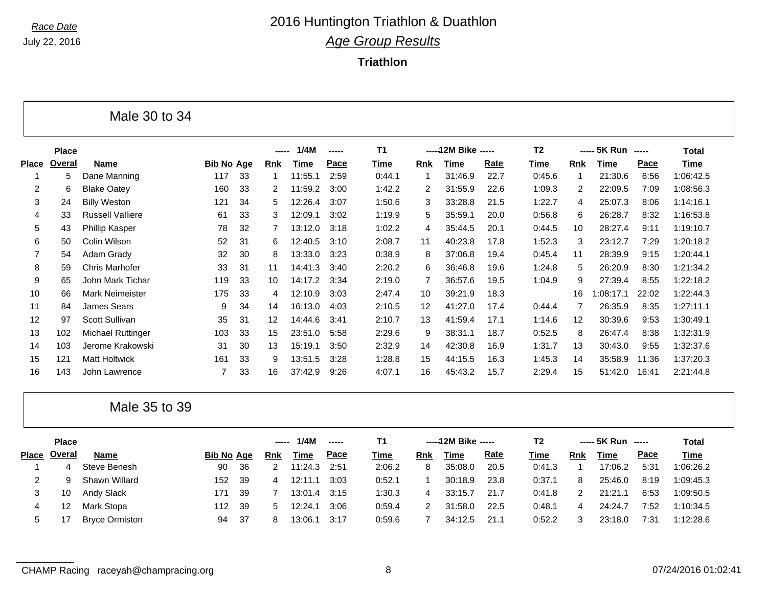Race Date

July 22, 2016

# 2016 Huntington Triathlon & Duathlon

## *Age Group Results*

### Triathlon

## Male 30 to 34

| Place | Place Overal | Name | Bib No | Age | 1/4M Rnk | 1/4M Time | 1/4M Pace | T1 Time | 12M Bike Rnk | 12M Bike Time | 12M Bike Rate | T2 Time | 5K Run Rnk | 5K Run Time | 5K Run Pace | Total Time |
|---|---|---|---|---|---|---|---|---|---|---|---|---|---|---|---|---|
| 1 | 5 | Dane Manning | 117 | 33 | 1 | 11:55.1 | 2:59 | 0:44.1 | 1 | 31:46.9 | 22.7 | 0:45.6 | 1 | 21:30.6 | 6:56 | 1:06:42.5 |
| 2 | 6 | Blake Oatey | 160 | 33 | 2 | 11:59.2 | 3:00 | 1:42.2 | 2 | 31:55.9 | 22.6 | 1:09.3 | 2 | 22:09.5 | 7:09 | 1:08:56.3 |
| 3 | 24 | Billy Weston | 121 | 34 | 5 | 12:26.4 | 3:07 | 1:50.6 | 3 | 33:28.8 | 21.5 | 1:22.7 | 4 | 25:07.3 | 8:06 | 1:14:16.1 |
| 4 | 33 | Russell Valliere | 61 | 33 | 3 | 12:09.1 | 3:02 | 1:19.9 | 5 | 35:59.1 | 20.0 | 0:56.8 | 6 | 26:28.7 | 8:32 | 1:16:53.8 |
| 5 | 43 | Phillip Kasper | 78 | 32 | 7 | 13:12.0 | 3:18 | 1:02.2 | 4 | 35:44.5 | 20.1 | 0:44.5 | 10 | 28:27.4 | 9:11 | 1:19:10.7 |
| 6 | 50 | Colin Wilson | 52 | 31 | 6 | 12:40.5 | 3:10 | 2:08.7 | 11 | 40:23.8 | 17.8 | 1:52.3 | 3 | 23:12.7 | 7:29 | 1:20:18.2 |
| 7 | 54 | Adam Grady | 32 | 30 | 8 | 13:33.0 | 3:23 | 0:38.9 | 8 | 37:06.8 | 19.4 | 0:45.4 | 11 | 28:39.9 | 9:15 | 1:20:44.1 |
| 8 | 59 | Chris Marhofer | 33 | 31 | 11 | 14:41.3 | 3:40 | 2:20.2 | 6 | 36:46.8 | 19.6 | 1:24.8 | 5 | 26:20.9 | 8:30 | 1:21:34.2 |
| 9 | 65 | John Mark Tichar | 119 | 33 | 10 | 14:17.2 | 3:34 | 2:19.0 | 7 | 36:57.6 | 19.5 | 1:04.9 | 9 | 27:39.4 | 8:55 | 1:22:18.2 |
| 10 | 66 | Mark Neimeister | 175 | 33 | 4 | 12:10.9 | 3:03 | 2:47.4 | 10 | 39:21.9 | 18.3 | | 16 | 1:08:17.1 | 22:02 | 1:22:44.3 |
| 11 | 84 | James Sears | 9 | 34 | 14 | 16:13.0 | 4:03 | 2:10.5 | 12 | 41:27.0 | 17.4 | 0:44.4 | 7 | 26:35.9 | 8:35 | 1:27:11.1 |
| 12 | 97 | Scott Sullivan | 35 | 31 | 12 | 14:44.6 | 3:41 | 2:10.7 | 13 | 41:59.4 | 17.1 | 1:14.6 | 12 | 30:39.6 | 9:53 | 1:30:49.1 |
| 13 | 102 | Michael Ruttinger | 103 | 33 | 15 | 23:51.0 | 5:58 | 2:29.6 | 9 | 38:31.1 | 18.7 | 0:52.5 | 8 | 26:47.4 | 8:38 | 1:32:31.9 |
| 14 | 103 | Jerome Krakowski | 31 | 30 | 13 | 15:19.1 | 3:50 | 2:32.9 | 14 | 42:30.8 | 16.9 | 1:31.7 | 13 | 30:43.0 | 9:55 | 1:32:37.6 |
| 15 | 121 | Matt Holtwick | 161 | 33 | 9 | 13:51.5 | 3:28 | 1:28.8 | 15 | 44:15.5 | 16.3 | 1:45.3 | 14 | 35:58.9 | 11:36 | 1:37:20.3 |
| 16 | 143 | John Lawrence | 7 | 33 | 16 | 37:42.9 | 9:26 | 4:07.1 | 16 | 45:43.2 | 15.7 | 2:29.4 | 15 | 51:42.0 | 16:41 | 2:21:44.8 |

## Male 35 to 39

| Place | Place Overal | Name | Bib No | Age | 1/4M Rnk | 1/4M Time | 1/4M Pace | T1 Time | 12M Bike Rnk | 12M Bike Time | 12M Bike Rate | T2 Time | 5K Run Rnk | 5K Run Time | 5K Run Pace | Total Time |
|---|---|---|---|---|---|---|---|---|---|---|---|---|---|---|---|---|
| 1 | 4 | Steve Benesh | 90 | 36 | 2 | 11:24.3 | 2:51 | 2:06.2 | 8 | 35:08.0 | 20.5 | 0:41.3 | 1 | 17:06.2 | 5:31 | 1:06:26.2 |
| 2 | 9 | Shawn Willard | 152 | 39 | 4 | 12:11.1 | 3:03 | 0:52.1 | 1 | 30:18.9 | 23.8 | 0:37.1 | 8 | 25:46.0 | 8:19 | 1:09:45.3 |
| 3 | 10 | Andy Slack | 171 | 39 | 7 | 13:01.4 | 3:15 | 1:30.3 | 4 | 33:15.7 | 21.7 | 0:41.8 | 2 | 21:21.1 | 6:53 | 1:09:50.5 |
| 4 | 12 | Mark Stopa | 112 | 39 | 5 | 12:24.1 | 3:06 | 0:59.4 | 2 | 31:58.0 | 22.5 | 0:48.1 | 4 | 24:24.7 | 7:52 | 1:10:34.5 |
| 5 | 17 | Bryce Ormiston | 94 | 37 | 8 | 13:06.1 | 3:17 | 0:59.6 | 7 | 34:12.5 | 21.1 | 0:52.2 | 3 | 23:18.0 | 7:31 | 1:12:28.6 |

CHAMP Racing raceyah@champracing.org 07/24/2016 01:02:41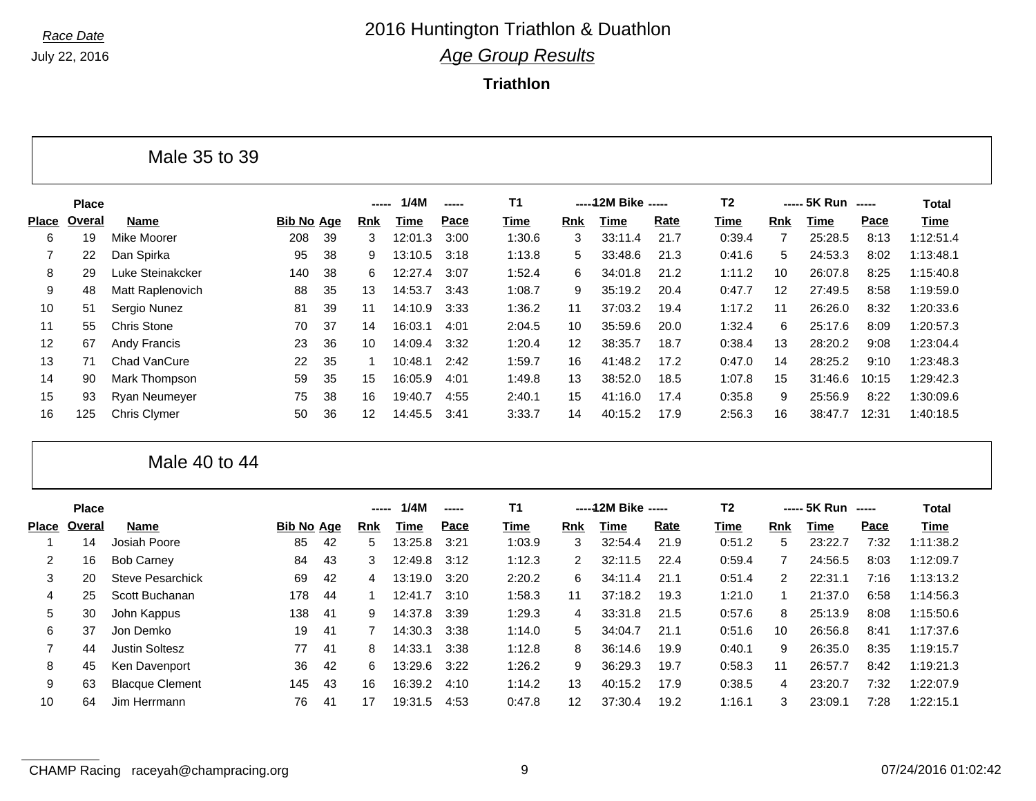Race Date

July 22, 2016

# 2016 Huntington Triathlon & Duathlon

## Age Group Results

### Triathlon

### Male 35 to 39

| Place | Place Overal | Name | Bib No | Age | 1/4M Rnk | 1/4M Time | 1/4M Pace | T1 Time | 12M Bike Rnk | 12M Bike Time | 12M Bike Rate | T2 Time | 5K Run Rnk | 5K Run Time | 5K Run Pace | Total Time |
|---|---|---|---|---|---|---|---|---|---|---|---|---|---|---|---|---|
| 6 | 19 | Mike Moorer | 208 | 39 | 3 | 12:01.3 | 3:00 | 1:30.6 | 3 | 33:11.4 | 21.7 | 0:39.4 | 7 | 25:28.5 | 8:13 | 1:12:51.4 |
| 7 | 22 | Dan Spirka | 95 | 38 | 9 | 13:10.5 | 3:18 | 1:13.8 | 5 | 33:48.6 | 21.3 | 0:41.6 | 5 | 24:53.3 | 8:02 | 1:13:48.1 |
| 8 | 29 | Luke Steinakcker | 140 | 38 | 6 | 12:27.4 | 3:07 | 1:52.4 | 6 | 34:01.8 | 21.2 | 1:11.2 | 10 | 26:07.8 | 8:25 | 1:15:40.8 |
| 9 | 48 | Matt Raplenovich | 88 | 35 | 13 | 14:53.7 | 3:43 | 1:08.7 | 9 | 35:19.2 | 20.4 | 0:47.7 | 12 | 27:49.5 | 8:58 | 1:19:59.0 |
| 10 | 51 | Sergio Nunez | 81 | 39 | 11 | 14:10.9 | 3:33 | 1:36.2 | 11 | 37:03.2 | 19.4 | 1:17.2 | 11 | 26:26.0 | 8:32 | 1:20:33.6 |
| 11 | 55 | Chris Stone | 70 | 37 | 14 | 16:03.1 | 4:01 | 2:04.5 | 10 | 35:59.6 | 20.0 | 1:32.4 | 6 | 25:17.6 | 8:09 | 1:20:57.3 |
| 12 | 67 | Andy Francis | 23 | 36 | 10 | 14:09.4 | 3:32 | 1:20.4 | 12 | 38:35.7 | 18.7 | 0:38.4 | 13 | 28:20.2 | 9:08 | 1:23:04.4 |
| 13 | 71 | Chad VanCure | 22 | 35 | 1 | 10:48.1 | 2:42 | 1:59.7 | 16 | 41:48.2 | 17.2 | 0:47.0 | 14 | 28:25.2 | 9:10 | 1:23:48.3 |
| 14 | 90 | Mark Thompson | 59 | 35 | 15 | 16:05.9 | 4:01 | 1:49.8 | 13 | 38:52.0 | 18.5 | 1:07.8 | 15 | 31:46.6 | 10:15 | 1:29:42.3 |
| 15 | 93 | Ryan Neumeyer | 75 | 38 | 16 | 19:40.7 | 4:55 | 2:40.1 | 15 | 41:16.0 | 17.4 | 0:35.8 | 9 | 25:56.9 | 8:22 | 1:30:09.6 |
| 16 | 125 | Chris Clymer | 50 | 36 | 12 | 14:45.5 | 3:41 | 3:33.7 | 14 | 40:15.2 | 17.9 | 2:56.3 | 16 | 38:47.7 | 12:31 | 1:40:18.5 |

### Male 40 to 44

| Place | Place Overal | Name | Bib No | Age | 1/4M Rnk | 1/4M Time | 1/4M Pace | T1 Time | 12M Bike Rnk | 12M Bike Time | 12M Bike Rate | T2 Time | 5K Run Rnk | 5K Run Time | 5K Run Pace | Total Time |
|---|---|---|---|---|---|---|---|---|---|---|---|---|---|---|---|---|
| 1 | 14 | Josiah Poore | 85 | 42 | 5 | 13:25.8 | 3:21 | 1:03.9 | 3 | 32:54.4 | 21.9 | 0:51.2 | 5 | 23:22.7 | 7:32 | 1:11:38.2 |
| 2 | 16 | Bob Carney | 84 | 43 | 3 | 12:49.8 | 3:12 | 1:12.3 | 2 | 32:11.5 | 22.4 | 0:59.4 | 7 | 24:56.5 | 8:03 | 1:12:09.7 |
| 3 | 20 | Steve Pesarchick | 69 | 42 | 4 | 13:19.0 | 3:20 | 2:20.2 | 6 | 34:11.4 | 21.1 | 0:51.4 | 2 | 22:31.1 | 7:16 | 1:13:13.2 |
| 4 | 25 | Scott Buchanan | 178 | 44 | 1 | 12:41.7 | 3:10 | 1:58.3 | 11 | 37:18.2 | 19.3 | 1:21.0 | 1 | 21:37.0 | 6:58 | 1:14:56.3 |
| 5 | 30 | John Kappus | 138 | 41 | 9 | 14:37.8 | 3:39 | 1:29.3 | 4 | 33:31.8 | 21.5 | 0:57.6 | 8 | 25:13.9 | 8:08 | 1:15:50.6 |
| 6 | 37 | Jon Demko | 19 | 41 | 7 | 14:30.3 | 3:38 | 1:14.0 | 5 | 34:04.7 | 21.1 | 0:51.6 | 10 | 26:56.8 | 8:41 | 1:17:37.6 |
| 7 | 44 | Justin Soltesz | 77 | 41 | 8 | 14:33.1 | 3:38 | 1:12.8 | 8 | 36:14.6 | 19.9 | 0:40.1 | 9 | 26:35.0 | 8:35 | 1:19:15.7 |
| 8 | 45 | Ken Davenport | 36 | 42 | 6 | 13:29.6 | 3:22 | 1:26.2 | 9 | 36:29.3 | 19.7 | 0:58.3 | 11 | 26:57.7 | 8:42 | 1:19:21.3 |
| 9 | 63 | Blacque Clement | 145 | 43 | 16 | 16:39.2 | 4:10 | 1:14.2 | 13 | 40:15.2 | 17.9 | 0:38.5 | 4 | 23:20.7 | 7:32 | 1:22:07.9 |
| 10 | 64 | Jim Herrmann | 76 | 41 | 17 | 19:31.5 | 4:53 | 0:47.8 | 12 | 37:30.4 | 19.2 | 1:16.1 | 3 | 23:09.1 | 7:28 | 1:22:15.1 |

CHAMP Racing raceyah@champracing.org 07/24/2016 01:02:42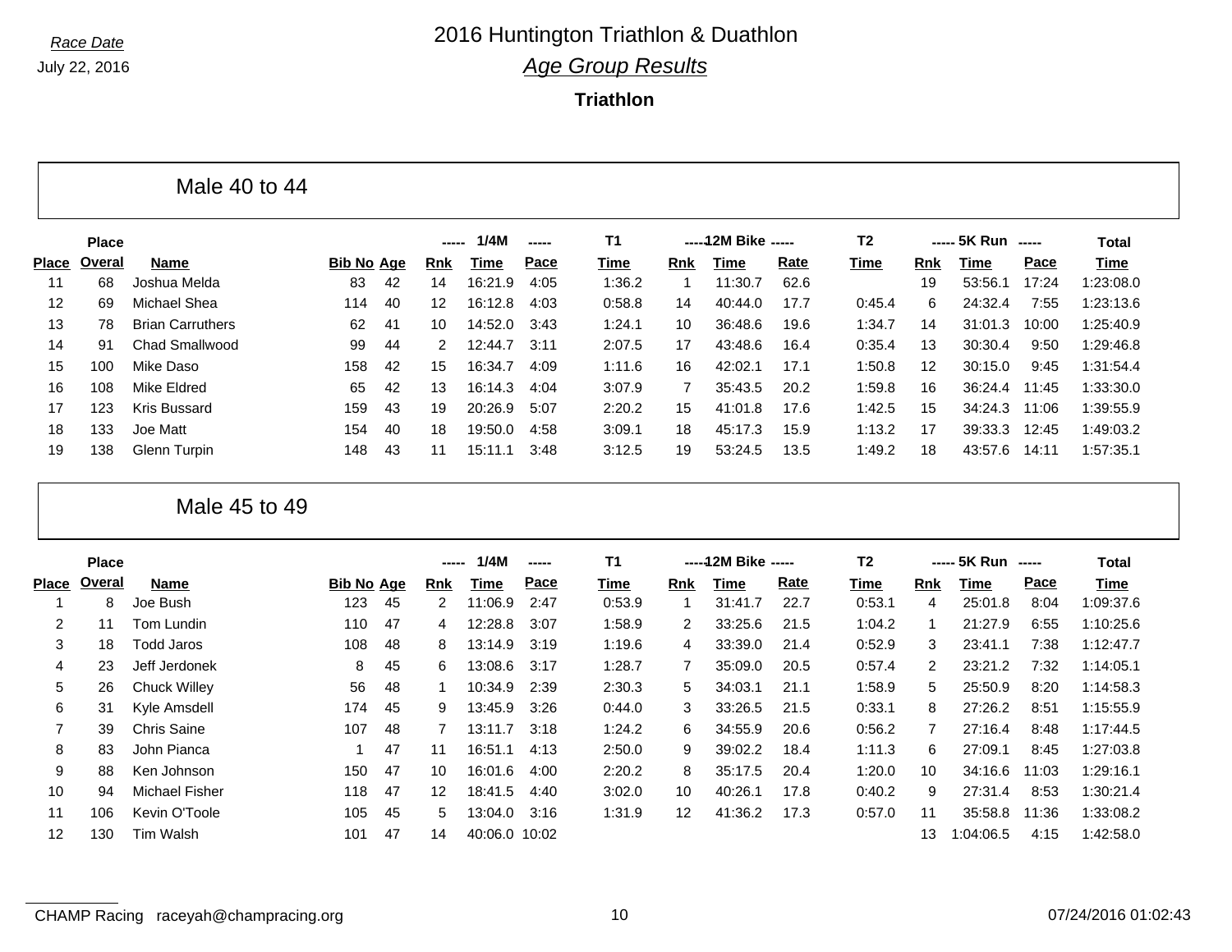*Race Date*

July 22, 2016

# 2016 Huntington Triathlon & Duathlon

## *Age Group Results*

**Triathlon**

### Male 40 to 44

| Place | Place Overal | Name | Bib No | Age | 1/4M Rnk | 1/4M Time | 1/4M Pace | T1 Time | 12M Bike Rnk | 12M Bike Time | 12M Bike Rate | T2 Time | 5K Run Rnk | 5K Run Time | 5K Run Pace | Total Time |
|---|---|---|---|---|---|---|---|---|---|---|---|---|---|---|---|---|
| 11 | 68 | Joshua Melda | 83 | 42 | 14 | 16:21.9 | 4:05 | 1:36.2 | 1 | 11:30.7 | 62.6 | | 19 | 53:56.1 | 17:24 | 1:23:08.0 |
| 12 | 69 | Michael Shea | 114 | 40 | 12 | 16:12.8 | 4:03 | 0:58.8 | 14 | 40:44.0 | 17.7 | 0:45.4 | 6 | 24:32.4 | 7:55 | 1:23:13.6 |
| 13 | 78 | Brian Carruthers | 62 | 41 | 10 | 14:52.0 | 3:43 | 1:24.1 | 10 | 36:48.6 | 19.6 | 1:34.7 | 14 | 31:01.3 | 10:00 | 1:25:40.9 |
| 14 | 91 | Chad Smallwood | 99 | 44 | 2 | 12:44.7 | 3:11 | 2:07.5 | 17 | 43:48.6 | 16.4 | 0:35.4 | 13 | 30:30.4 | 9:50 | 1:29:46.8 |
| 15 | 100 | Mike Daso | 158 | 42 | 15 | 16:34.7 | 4:09 | 1:11.6 | 16 | 42:02.1 | 17.1 | 1:50.8 | 12 | 30:15.0 | 9:45 | 1:31:54.4 |
| 16 | 108 | Mike Eldred | 65 | 42 | 13 | 16:14.3 | 4:04 | 3:07.9 | 7 | 35:43.5 | 20.2 | 1:59.8 | 16 | 36:24.4 | 11:45 | 1:33:30.0 |
| 17 | 123 | Kris Bussard | 159 | 43 | 19 | 20:26.9 | 5:07 | 2:20.2 | 15 | 41:01.8 | 17.6 | 1:42.5 | 15 | 34:24.3 | 11:06 | 1:39:55.9 |
| 18 | 133 | Joe Matt | 154 | 40 | 18 | 19:50.0 | 4:58 | 3:09.1 | 18 | 45:17.3 | 15.9 | 1:13.2 | 17 | 39:33.3 | 12:45 | 1:49:03.2 |
| 19 | 138 | Glenn Turpin | 148 | 43 | 11 | 15:11.1 | 3:48 | 3:12.5 | 19 | 53:24.5 | 13.5 | 1:49.2 | 18 | 43:57.6 | 14:11 | 1:57:35.1 |

### Male 45 to 49

| Place | Place Overal | Name | Bib No | Age | 1/4M Rnk | 1/4M Time | 1/4M Pace | T1 Time | 12M Bike Rnk | 12M Bike Time | 12M Bike Rate | T2 Time | 5K Run Rnk | 5K Run Time | 5K Run Pace | Total Time |
|---|---|---|---|---|---|---|---|---|---|---|---|---|---|---|---|---|
| 1 | 8 | Joe Bush | 123 | 45 | 2 | 11:06.9 | 2:47 | 0:53.9 | 1 | 31:41.7 | 22.7 | 0:53.1 | 4 | 25:01.8 | 8:04 | 1:09:37.6 |
| 2 | 11 | Tom Lundin | 110 | 47 | 4 | 12:28.8 | 3:07 | 1:58.9 | 2 | 33:25.6 | 21.5 | 1:04.2 | 1 | 21:27.9 | 6:55 | 1:10:25.6 |
| 3 | 18 | Todd Jaros | 108 | 48 | 8 | 13:14.9 | 3:19 | 1:19.6 | 4 | 33:39.0 | 21.4 | 0:52.9 | 3 | 23:41.1 | 7:38 | 1:12:47.7 |
| 4 | 23 | Jeff Jerdonek | 8 | 45 | 6 | 13:08.6 | 3:17 | 1:28.7 | 7 | 35:09.0 | 20.5 | 0:57.4 | 2 | 23:21.2 | 7:32 | 1:14:05.1 |
| 5 | 26 | Chuck Willey | 56 | 48 | 1 | 10:34.9 | 2:39 | 2:30.3 | 5 | 34:03.1 | 21.1 | 1:58.9 | 5 | 25:50.9 | 8:20 | 1:14:58.3 |
| 6 | 31 | Kyle Amsdell | 174 | 45 | 9 | 13:45.9 | 3:26 | 0:44.0 | 3 | 33:26.5 | 21.5 | 0:33.1 | 8 | 27:26.2 | 8:51 | 1:15:55.9 |
| 7 | 39 | Chris Saine | 107 | 48 | 7 | 13:11.7 | 3:18 | 1:24.2 | 6 | 34:55.9 | 20.6 | 0:56.2 | 7 | 27:16.4 | 8:48 | 1:17:44.5 |
| 8 | 83 | John Pianca | 1 | 47 | 11 | 16:51.1 | 4:13 | 2:50.0 | 9 | 39:02.2 | 18.4 | 1:11.3 | 6 | 27:09.1 | 8:45 | 1:27:03.8 |
| 9 | 88 | Ken Johnson | 150 | 47 | 10 | 16:01.6 | 4:00 | 2:20.2 | 8 | 35:17.5 | 20.4 | 1:20.0 | 10 | 34:16.6 | 11:03 | 1:29:16.1 |
| 10 | 94 | Michael Fisher | 118 | 47 | 12 | 18:41.5 | 4:40 | 3:02.0 | 10 | 40:26.1 | 17.8 | 0:40.2 | 9 | 27:31.4 | 8:53 | 1:30:21.4 |
| 11 | 106 | Kevin O'Toole | 105 | 45 | 5 | 13:04.0 | 3:16 | 1:31.9 | 12 | 41:36.2 | 17.3 | 0:57.0 | 11 | 35:58.8 | 11:36 | 1:33:08.2 |
| 12 | 130 | Tim Walsh | 101 | 47 | 14 | 40:06.0 | 10:02 | | | | | | 13 | 1:04:06.5 | 4:15 | 1:42:58.0 |

CHAMP Racing raceyah@champracing.org 07/24/2016 01:02:43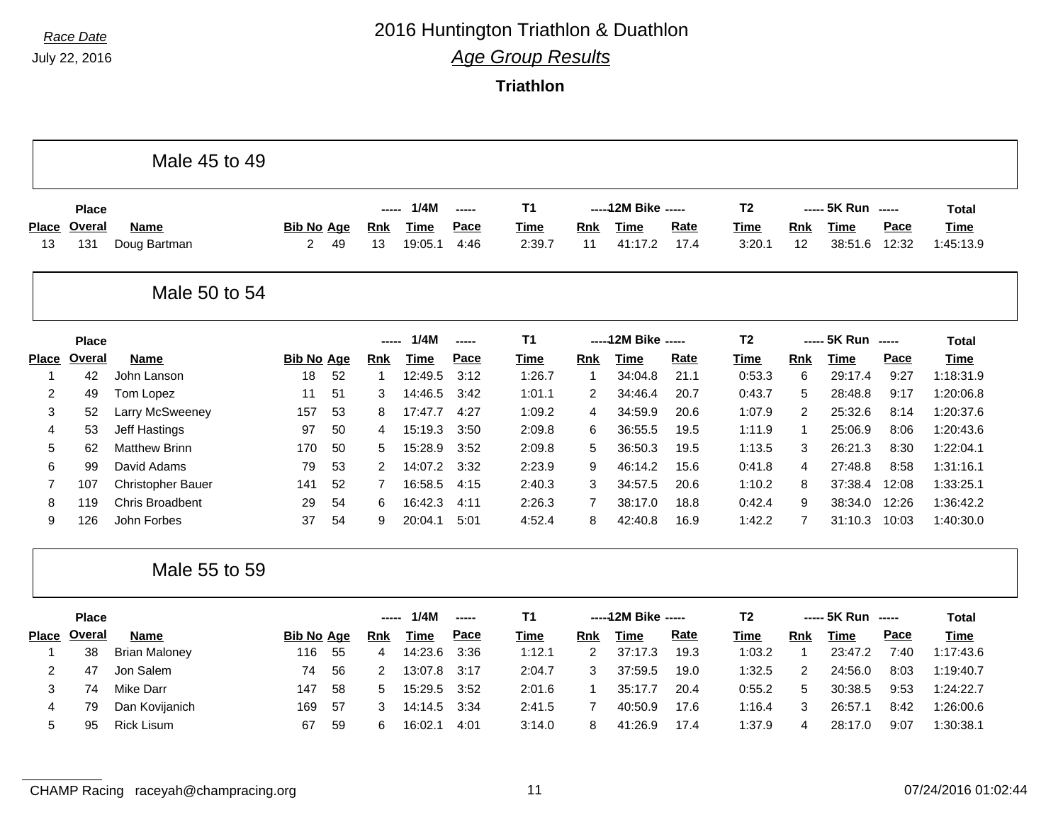*Race Date*

July 22, 2016

# 2016 Huntington Triathlon & Duathlon

## *Age Group Results*

### Triathlon

## Male 45 to 49

| Place | Place Overal | Name | Bib No | Age | 1/4M Rnk | 1/4M Time | 1/4M Pace | T1 Time | 12M Bike Rnk | 12M Bike Time | 12M Bike Rate | T2 Time | 5K Run Rnk | 5K Run Time | 5K Run Pace | Total Time |
|---|---|---|---|---|---|---|---|---|---|---|---|---|---|---|---|---|
| 13 | 131 | Doug Bartman | 2 | 49 | 13 | 19:05.1 | 4:46 | 2:39.7 | 11 | 41:17.2 | 17.4 | 3:20.1 | 12 | 38:51.6 | 12:32 | 1:45:13.9 |

## Male 50 to 54

| Place | Place Overal | Name | Bib No | Age | 1/4M Rnk | 1/4M Time | 1/4M Pace | T1 Time | 12M Bike Rnk | 12M Bike Time | 12M Bike Rate | T2 Time | 5K Run Rnk | 5K Run Time | 5K Run Pace | Total Time |
|---|---|---|---|---|---|---|---|---|---|---|---|---|---|---|---|---|
| 1 | 42 | John Lanson | 18 | 52 | 1 | 12:49.5 | 3:12 | 1:26.7 | 1 | 34:04.8 | 21.1 | 0:53.3 | 6 | 29:17.4 | 9:27 | 1:18:31.9 |
| 2 | 49 | Tom Lopez | 11 | 51 | 3 | 14:46.5 | 3:42 | 1:01.1 | 2 | 34:46.4 | 20.7 | 0:43.7 | 5 | 28:48.8 | 9:17 | 1:20:06.8 |
| 3 | 52 | Larry McSweeney | 157 | 53 | 8 | 17:47.7 | 4:27 | 1:09.2 | 4 | 34:59.9 | 20.6 | 1:07.9 | 2 | 25:32.6 | 8:14 | 1:20:37.6 |
| 4 | 53 | Jeff Hastings | 97 | 50 | 4 | 15:19.3 | 3:50 | 2:09.8 | 6 | 36:55.5 | 19.5 | 1:11.9 | 1 | 25:06.9 | 8:06 | 1:20:43.6 |
| 5 | 62 | Matthew Brinn | 170 | 50 | 5 | 15:28.9 | 3:52 | 2:09.8 | 5 | 36:50.3 | 19.5 | 1:13.5 | 3 | 26:21.3 | 8:30 | 1:22:04.1 |
| 6 | 99 | David Adams | 79 | 53 | 2 | 14:07.2 | 3:32 | 2:23.9 | 9 | 46:14.2 | 15.6 | 0:41.8 | 4 | 27:48.8 | 8:58 | 1:31:16.1 |
| 7 | 107 | Christopher Bauer | 141 | 52 | 7 | 16:58.5 | 4:15 | 2:40.3 | 3 | 34:57.5 | 20.6 | 1:10.2 | 8 | 37:38.4 | 12:08 | 1:33:25.1 |
| 8 | 119 | Chris Broadbent | 29 | 54 | 6 | 16:42.3 | 4:11 | 2:26.3 | 7 | 38:17.0 | 18.8 | 0:42.4 | 9 | 38:34.0 | 12:26 | 1:36:42.2 |
| 9 | 126 | John Forbes | 37 | 54 | 9 | 20:04.1 | 5:01 | 4:52.4 | 8 | 42:40.8 | 16.9 | 1:42.2 | 7 | 31:10.3 | 10:03 | 1:40:30.0 |

## Male 55 to 59

| Place | Place Overal | Name | Bib No | Age | 1/4M Rnk | 1/4M Time | 1/4M Pace | T1 Time | 12M Bike Rnk | 12M Bike Time | 12M Bike Rate | T2 Time | 5K Run Rnk | 5K Run Time | 5K Run Pace | Total Time |
|---|---|---|---|---|---|---|---|---|---|---|---|---|---|---|---|---|
| 1 | 38 | Brian Maloney | 116 | 55 | 4 | 14:23.6 | 3:36 | 1:12.1 | 2 | 37:17.3 | 19.3 | 1:03.2 | 1 | 23:47.2 | 7:40 | 1:17:43.6 |
| 2 | 47 | Jon Salem | 74 | 56 | 2 | 13:07.8 | 3:17 | 2:04.7 | 3 | 37:59.5 | 19.0 | 1:32.5 | 2 | 24:56.0 | 8:03 | 1:19:40.7 |
| 3 | 74 | Mike Darr | 147 | 58 | 5 | 15:29.5 | 3:52 | 2:01.6 | 1 | 35:17.7 | 20.4 | 0:55.2 | 5 | 30:38.5 | 9:53 | 1:24:22.7 |
| 4 | 79 | Dan Kovijanich | 169 | 57 | 3 | 14:14.5 | 3:34 | 2:41.5 | 7 | 40:50.9 | 17.6 | 1:16.4 | 3 | 26:57.1 | 8:42 | 1:26:00.6 |
| 5 | 95 | Rick Lisum | 67 | 59 | 6 | 16:02.1 | 4:01 | 3:14.0 | 8 | 41:26.9 | 17.4 | 1:37.9 | 4 | 28:17.0 | 9:07 | 1:30:38.1 |

CHAMP Racing raceyah@champracing.org 07/24/2016 01:02:44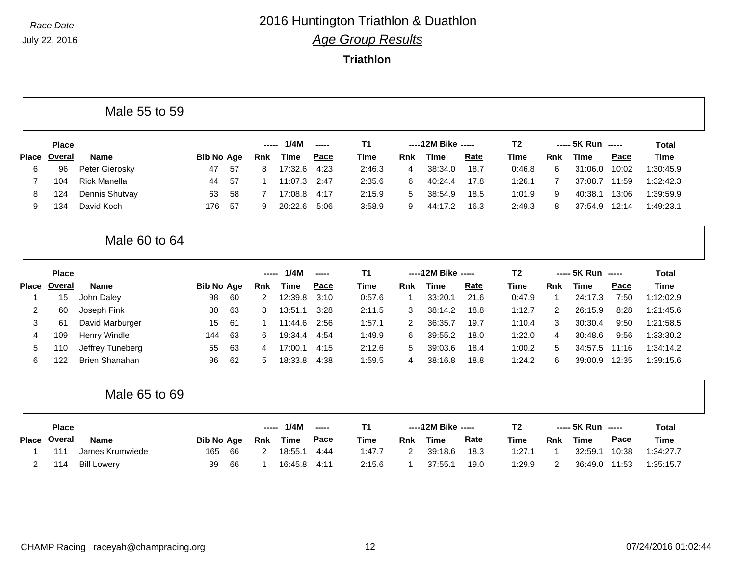*Race Date*

July 22, 2016

# 2016 Huntington Triathlon & Duathlon

## *Age Group Results*

### Triathlon

## Male 55 to 59

| Place | Place Overal | Name | Bib No | Age | 1/4M Rnk | 1/4M Time | 1/4M Pace | T1 Time | 12M Bike Rnk | 12M Bike Time | 12M Bike Rate | T2 Time | 5K Run Rnk | 5K Run Time | 5K Run Pace | Total Time |
|---|---|---|---|---|---|---|---|---|---|---|---|---|---|---|---|---|
| 6 | 96 | Peter Gierosky | 47 | 57 | 8 | 17:32.6 | 4:23 | 2:46.3 | 4 | 38:34.0 | 18.7 | 0:46.8 | 6 | 31:06.0 | 10:02 | 1:30:45.9 |
| 7 | 104 | Rick Manella | 44 | 57 | 1 | 11:07.3 | 2:47 | 2:35.6 | 6 | 40:24.4 | 17.8 | 1:26.1 | 7 | 37:08.7 | 11:59 | 1:32:42.3 |
| 8 | 124 | Dennis Shutvay | 63 | 58 | 7 | 17:08.8 | 4:17 | 2:15.9 | 5 | 38:54.9 | 18.5 | 1:01.9 | 9 | 40:38.1 | 13:06 | 1:39:59.9 |
| 9 | 134 | David Koch | 176 | 57 | 9 | 20:22.6 | 5:06 | 3:58.9 | 9 | 44:17.2 | 16.3 | 2:49.3 | 8 | 37:54.9 | 12:14 | 1:49:23.1 |

## Male 60 to 64

| Place | Place Overal | Name | Bib No | Age | 1/4M Rnk | 1/4M Time | 1/4M Pace | T1 Time | 12M Bike Rnk | 12M Bike Time | 12M Bike Rate | T2 Time | 5K Run Rnk | 5K Run Time | 5K Run Pace | Total Time |
|---|---|---|---|---|---|---|---|---|---|---|---|---|---|---|---|---|
| 1 | 15 | John Daley | 98 | 60 | 2 | 12:39.8 | 3:10 | 0:57.6 | 1 | 33:20.1 | 21.6 | 0:47.9 | 1 | 24:17.3 | 7:50 | 1:12:02.9 |
| 2 | 60 | Joseph Fink | 80 | 63 | 3 | 13:51.1 | 3:28 | 2:11.5 | 3 | 38:14.2 | 18.8 | 1:12.7 | 2 | 26:15.9 | 8:28 | 1:21:45.6 |
| 3 | 61 | David Marburger | 15 | 61 | 1 | 11:44.6 | 2:56 | 1:57.1 | 2 | 36:35.7 | 19.7 | 1:10.4 | 3 | 30:30.4 | 9:50 | 1:21:58.5 |
| 4 | 109 | Henry Windle | 144 | 63 | 6 | 19:34.4 | 4:54 | 1:49.9 | 6 | 39:55.2 | 18.0 | 1:22.0 | 4 | 30:48.6 | 9:56 | 1:33:30.2 |
| 5 | 110 | Jeffrey Tuneberg | 55 | 63 | 4 | 17:00.1 | 4:15 | 2:12.6 | 5 | 39:03.6 | 18.4 | 1:00.2 | 5 | 34:57.5 | 11:16 | 1:34:14.2 |
| 6 | 122 | Brien Shanahan | 96 | 62 | 5 | 18:33.8 | 4:38 | 1:59.5 | 4 | 38:16.8 | 18.8 | 1:24.2 | 6 | 39:00.9 | 12:35 | 1:39:15.6 |

## Male 65 to 69

| Place | Place Overal | Name | Bib No | Age | 1/4M Rnk | 1/4M Time | 1/4M Pace | T1 Time | 12M Bike Rnk | 12M Bike Time | 12M Bike Rate | T2 Time | 5K Run Rnk | 5K Run Time | 5K Run Pace | Total Time |
|---|---|---|---|---|---|---|---|---|---|---|---|---|---|---|---|---|
| 1 | 111 | James Krumwiede | 165 | 66 | 2 | 18:55.1 | 4:44 | 1:47.7 | 2 | 39:18.6 | 18.3 | 1:27.1 | 1 | 32:59.1 | 10:38 | 1:34:27.7 |
| 2 | 114 | Bill Lowery | 39 | 66 | 1 | 16:45.8 | 4:11 | 2:15.6 | 1 | 37:55.1 | 19.0 | 1:29.9 | 2 | 36:49.0 | 11:53 | 1:35:15.7 |

CHAMP Racing raceyah@champracing.org

07/24/2016 01:02:44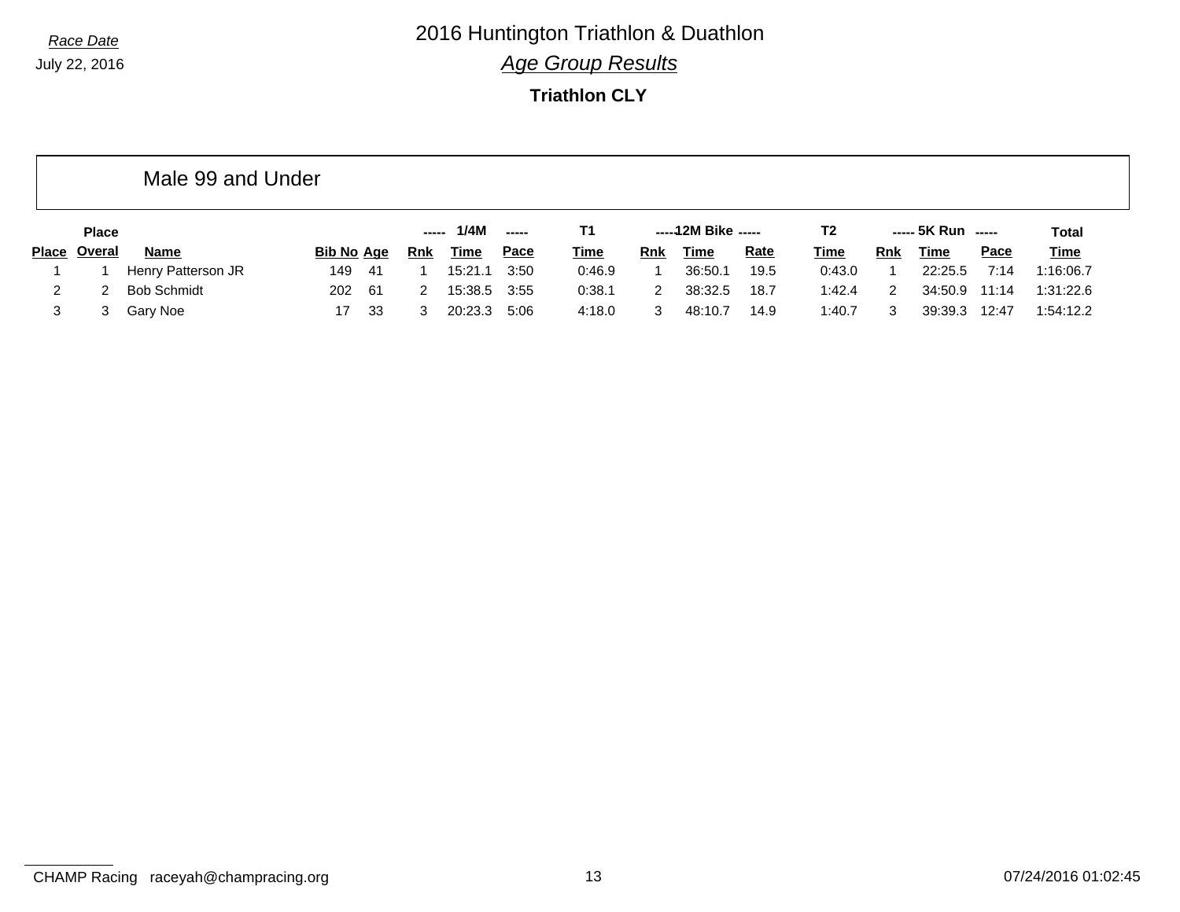*Race Date*

July 22, 2016

# 2016 Huntington Triathlon & Duathlon

## *Age Group Results*

### Triathlon CLY

## Male 99 and Under

| Place | Place Overal | Name | Bib No | Age | ----- 1/4M Rnk | Time | Pace ----- | T1 Time | ----- Rnk | 12M Bike Time | Rate ----- | T2 Time | ----- Rnk | 5K Run Time | Pace ----- | Total Time |
|---|---|---|---|---|---|---|---|---|---|---|---|---|---|---|---|---|
| 1 | 1 | Henry Patterson JR | 149 | 41 | 1 | 15:21.1 | 3:50 | 0:46.9 | 1 | 36:50.1 | 19.5 | 0:43.0 | 1 | 22:25.5 | 7:14 | 1:16:06.7 |
| 2 | 2 | Bob Schmidt | 202 | 61 | 2 | 15:38.5 | 3:55 | 0:38.1 | 2 | 38:32.5 | 18.7 | 1:42.4 | 2 | 34:50.9 | 11:14 | 1:31:22.6 |
| 3 | 3 | Gary Noe | 17 | 33 | 3 | 20:23.3 | 5:06 | 4:18.0 | 3 | 48:10.7 | 14.9 | 1:40.7 | 3 | 39:39.3 | 12:47 | 1:54:12.2 |

CHAMP Racing raceyah@champracing.org

07/24/2016 01:02:45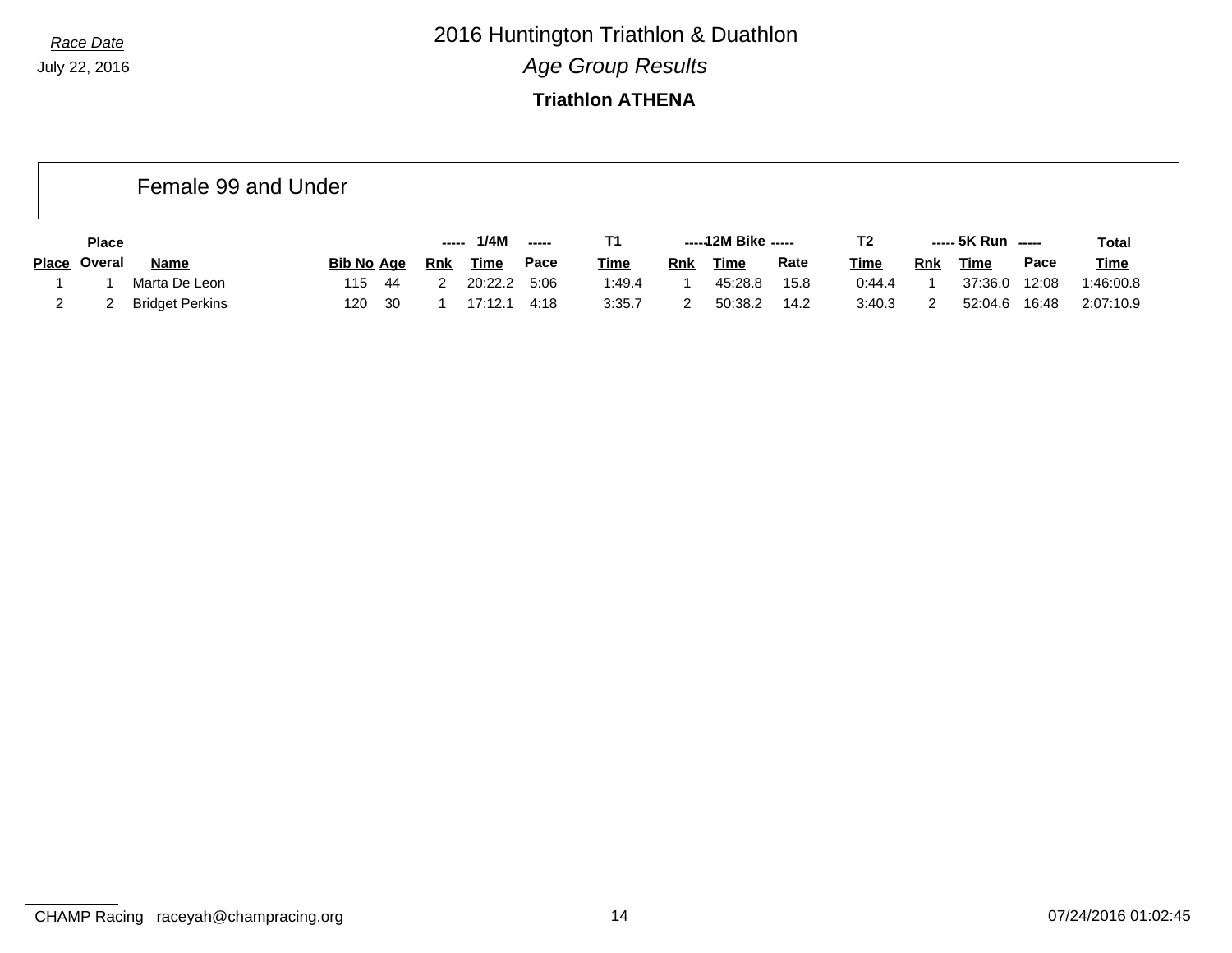*Race Date*

July 22, 2016

# 2016 Huntington Triathlon & Duathlon

## *Age Group Results*

### Triathlon ATHENA

## Female 99 and Under

| Place | Place Overal | Name | Bib No | Age | 1/4M Rnk | 1/4M Time | 1/4M Pace | T1 Time | 12M Bike Rnk | 12M Bike Time | 12M Bike Rate | T2 Time | 5K Run Rnk | 5K Run Time | 5K Run Pace | Total Time |
|---|---|---|---|---|---|---|---|---|---|---|---|---|---|---|---|---|
| 1 | 1 | Marta De Leon | 115 | 44 | 2 | 20:22.2 | 5:06 | 1:49.4 | 1 | 45:28.8 | 15.8 | 0:44.4 | 1 | 37:36.0 | 12:08 | 1:46:00.8 |
| 2 | 2 | Bridget Perkins | 120 | 30 | 1 | 17:12.1 | 4:18 | 3:35.7 | 2 | 50:38.2 | 14.2 | 3:40.3 | 2 | 52:04.6 | 16:48 | 2:07:10.9 |

CHAMP Racing raceyah@champracing.org

07/24/2016 01:02:45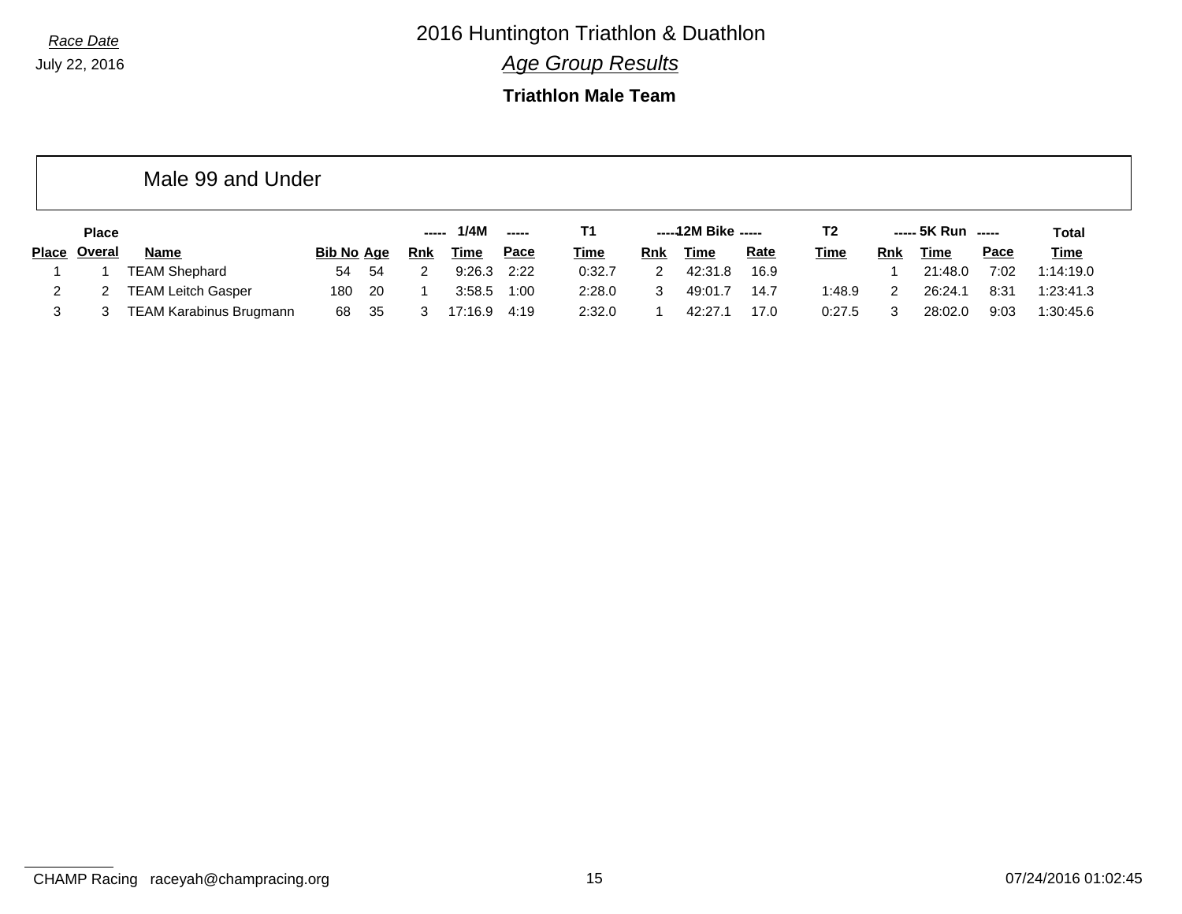*Race Date*

July 22, 2016

# 2016 Huntington Triathlon & Duathlon

## *Age Group Results*

### Triathlon Male Team

## Male 99 and Under

| | Place | | | | ----- | 1/4M | ----- | T1 | ----- | 12M Bike | ----- | T2 | ----- | 5K Run | ----- | Total |
|---|---|---|---|---|---|---|---|---|---|---|---|---|---|---|---|---|
| **Place** | **Overal** | **Name** | **Bib No** | **Age** | **Rnk** | **Time** | **Pace** | **Time** | **Rnk** | **Time** | **Rate** | **Time** | **Rnk** | **Time** | **Pace** | **Time** |
| 1 | 1 | TEAM Shephard | 54 | 54 | 2 | 9:26.3 | 2:22 | 0:32.7 | 2 | 42:31.8 | 16.9 | | 1 | 21:48.0 | 7:02 | 1:14:19.0 |
| 2 | 2 | TEAM Leitch Gasper | 180 | 20 | 1 | 3:58.5 | 1:00 | 2:28.0 | 3 | 49:01.7 | 14.7 | 1:48.9 | 2 | 26:24.1 | 8:31 | 1:23:41.3 |
| 3 | 3 | TEAM Karabinus Brugmann | 68 | 35 | 3 | 17:16.9 | 4:19 | 2:32.0 | 1 | 42:27.1 | 17.0 | 0:27.5 | 3 | 28:02.0 | 9:03 | 1:30:45.6 |

CHAMP Racing raceyah@champracing.org

07/24/2016 01:02:45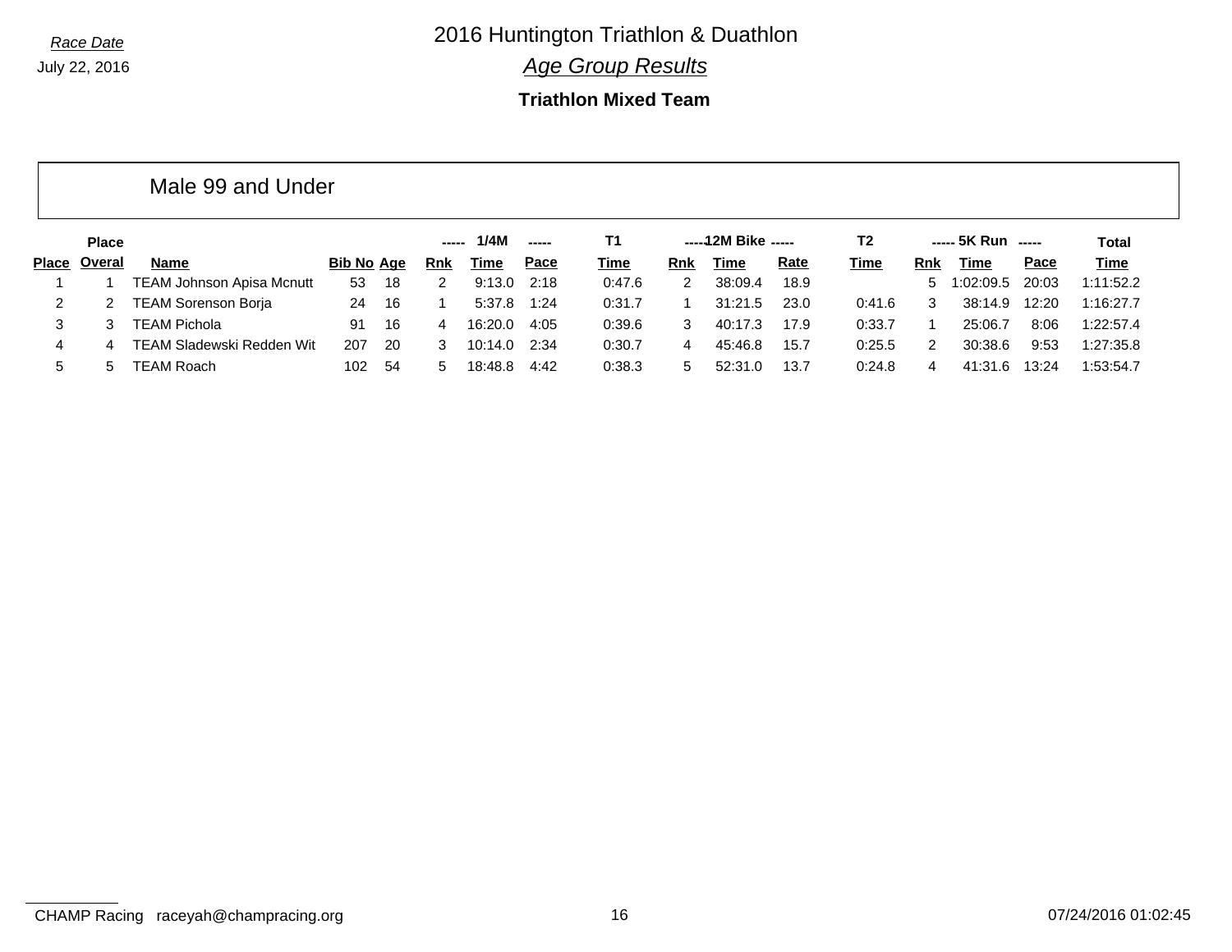Race Date

July 22, 2016

# 2016 Huntington Triathlon & Duathlon

## *Age Group Results*

### Triathlon Mixed Team

## Male 99 and Under

| Place | Place Overal | Name | Bib No | Age | 1/4M Rnk | 1/4M Time | 1/4M Pace | T1 Time | 12M Bike Rnk | 12M Bike Time | 12M Bike Rate | T2 Time | 5K Run Rnk | 5K Run Time | 5K Run Pace | Total Time |
|---|---|---|---|---|---|---|---|---|---|---|---|---|---|---|---|---|
| 1 | 1 | TEAM Johnson Apisa Mcnutt | 53 | 18 | 2 | 9:13.0 | 2:18 | 0:47.6 | 2 | 38:09.4 | 18.9 | | 5 | 1:02:09.5 | 20:03 | 1:11:52.2 |
| 2 | 2 | TEAM Sorenson Borja | 24 | 16 | 1 | 5:37.8 | 1:24 | 0:31.7 | 1 | 31:21.5 | 23.0 | 0:41.6 | 3 | 38:14.9 | 12:20 | 1:16:27.7 |
| 3 | 3 | TEAM Pichola | 91 | 16 | 4 | 16:20.0 | 4:05 | 0:39.6 | 3 | 40:17.3 | 17.9 | 0:33.7 | 1 | 25:06.7 | 8:06 | 1:22:57.4 |
| 4 | 4 | TEAM Sladewski Redden Wit | 207 | 20 | 3 | 10:14.0 | 2:34 | 0:30.7 | 4 | 45:46.8 | 15.7 | 0:25.5 | 2 | 30:38.6 | 9:53 | 1:27:35.8 |
| 5 | 5 | TEAM Roach | 102 | 54 | 5 | 18:48.8 | 4:42 | 0:38.3 | 5 | 52:31.0 | 13.7 | 0:24.8 | 4 | 41:31.6 | 13:24 | 1:53:54.7 |

CHAMP Racing raceyah@champracing.org

07/24/2016 01:02:45